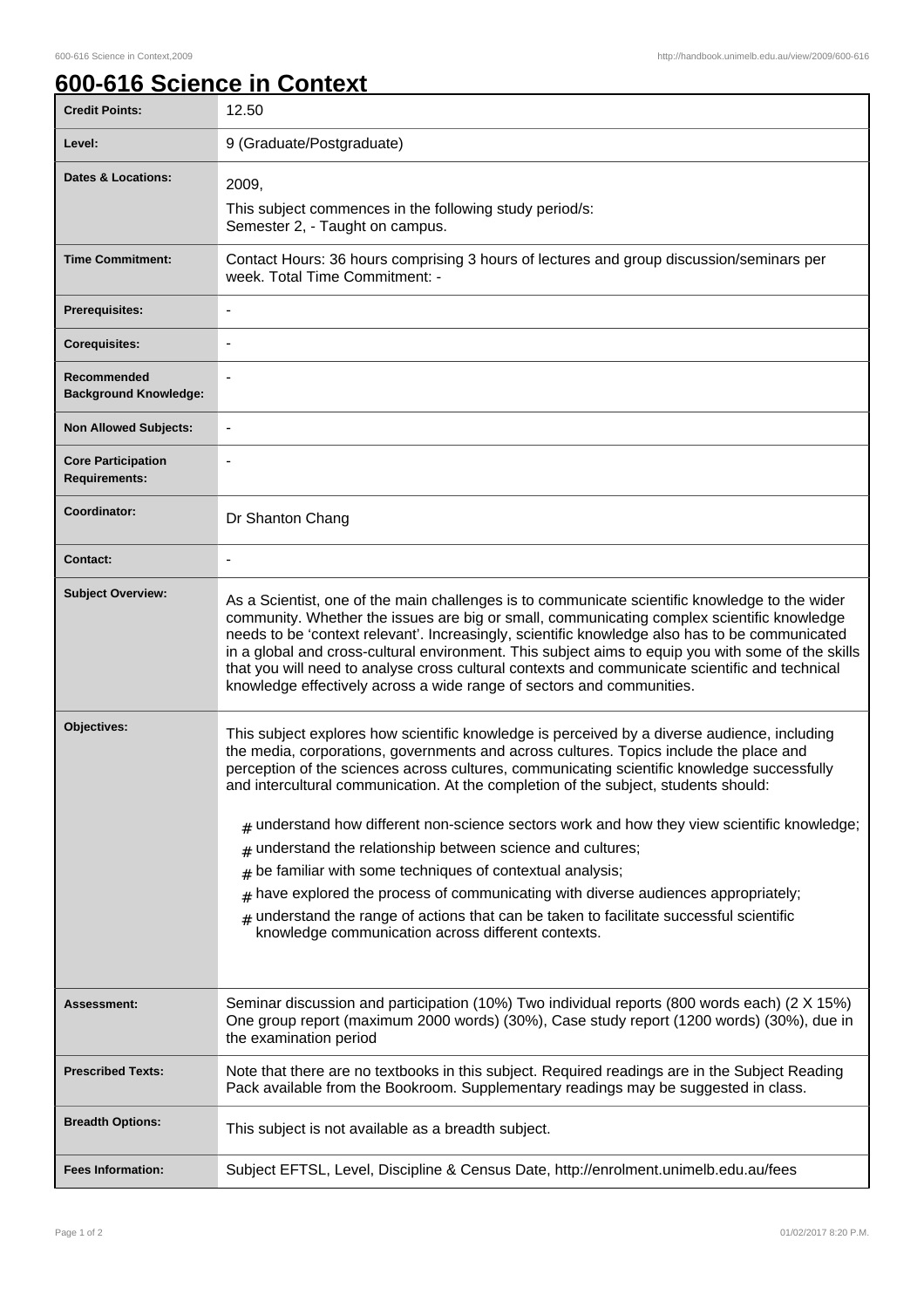# 600-616 Science in Context

| | |
|---|---|
| **Credit Points:** | 12.50 |
| **Level:** | 9 (Graduate/Postgraduate) |
| **Dates & Locations:** | 2009,<br>This subject commences in the following study period/s:<br>Semester 2, - Taught on campus. |
| **Time Commitment:** | Contact Hours: 36 hours comprising 3 hours of lectures and group discussion/seminars per week. Total Time Commitment: - |
| **Prerequisites:** | - |
| **Corequisites:** | - |
| **Recommended Background Knowledge:** | - |
| **Non Allowed Subjects:** | - |
| **Core Participation Requirements:** | - |
| **Coordinator:** | Dr Shanton Chang |
| **Contact:** | - |
| **Subject Overview:** | As a Scientist, one of the main challenges is to communicate scientific knowledge to the wider community. Whether the issues are big or small, communicating complex scientific knowledge needs to be 'context relevant'. Increasingly, scientific knowledge also has to be communicated in a global and cross-cultural environment. This subject aims to equip you with some of the skills that you will need to analyse cross cultural contexts and communicate scientific and technical knowledge effectively across a wide range of sectors and communities. |
| **Objectives:** | This subject explores how scientific knowledge is perceived by a diverse audience, including the media, corporations, governments and across cultures. Topics include the place and perception of the sciences across cultures, communicating scientific knowledge successfully and intercultural communication. At the completion of the subject, students should:<br># understand how different non-science sectors work and how they view scientific knowledge;<br># understand the relationship between science and cultures;<br># be familiar with some techniques of contextual analysis;<br># have explored the process of communicating with diverse audiences appropriately;<br># understand the range of actions that can be taken to facilitate successful scientific knowledge communication across different contexts. |
| **Assessment:** | Seminar discussion and participation (10%) Two individual reports (800 words each) (2 X 15%) One group report (maximum 2000 words) (30%), Case study report (1200 words) (30%), due in the examination period |
| **Prescribed Texts:** | Note that there are no textbooks in this subject. Required readings are in the Subject Reading Pack available from the Bookroom. Supplementary readings may be suggested in class. |
| **Breadth Options:** | This subject is not available as a breadth subject. |
| **Fees Information:** | Subject EFTSL, Level, Discipline & Census Date, http://enrolment.unimelb.edu.au/fees |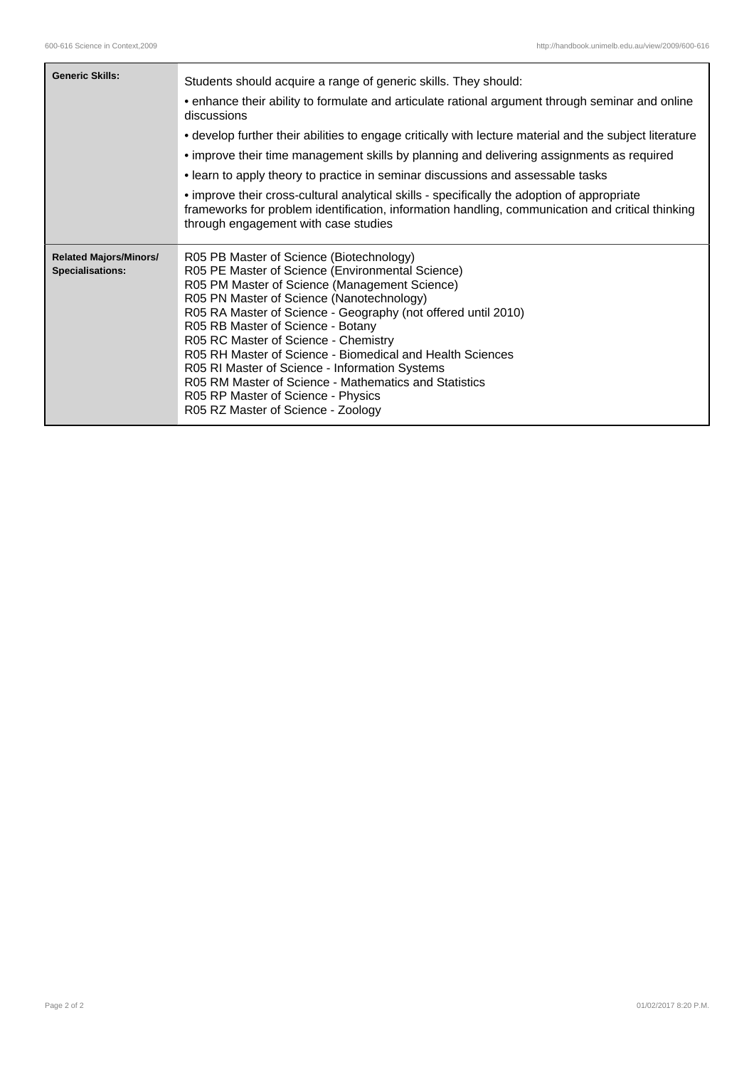| | |
|---|---|
| **Generic Skills:** | Students should acquire a range of generic skills. They should:<br><br>• enhance their ability to formulate and articulate rational argument through seminar and online discussions<br><br>• develop further their abilities to engage critically with lecture material and the subject literature<br><br>• improve their time management skills by planning and delivering assignments as required<br><br>• learn to apply theory to practice in seminar discussions and assessable tasks<br><br>• improve their cross-cultural analytical skills - specifically the adoption of appropriate frameworks for problem identification, information handling, communication and critical thinking through engagement with case studies |
| **Related Majors/Minors/ Specialisations:** | R05 PB Master of Science (Biotechnology)<br>R05 PE Master of Science (Environmental Science)<br>R05 PM Master of Science (Management Science)<br>R05 PN Master of Science (Nanotechnology)<br>R05 RA Master of Science - Geography (not offered until 2010)<br>R05 RB Master of Science - Botany<br>R05 RC Master of Science - Chemistry<br>R05 RH Master of Science - Biomedical and Health Sciences<br>R05 RI Master of Science - Information Systems<br>R05 RM Master of Science - Mathematics and Statistics<br>R05 RP Master of Science - Physics<br>R05 RZ Master of Science - Zoology |